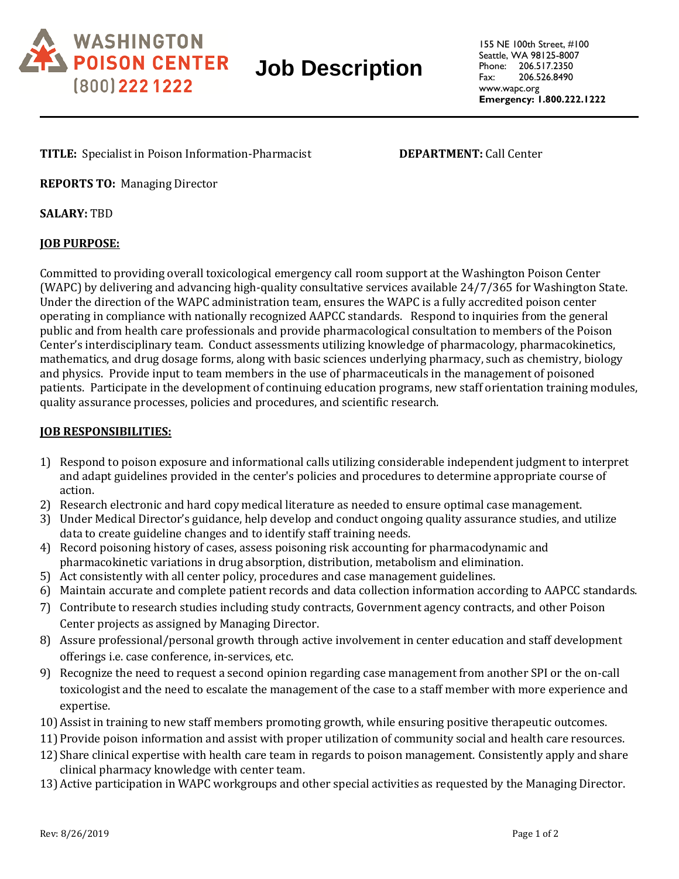**WASHINGTON POISON CENTER (800) 222 1222**

# Job Description

155 NE 100th Street, #100
Seattle, WA 98125-8007
Phone: 206.517.2350
Fax: 206.526.8490
www.wapc.org
**Emergency: 1.800.222.1222**

---

**TITLE:** Specialist in Poison Information-Pharmacist **DEPARTMENT:** Call Center

**REPORTS TO:** Managing Director

**SALARY:** TBD

## JOB PURPOSE:

Committed to providing overall toxicological emergency call room support at the Washington Poison Center (WAPC) by delivering and advancing high-quality consultative services available 24/7/365 for Washington State. Under the direction of the WAPC administration team, ensures the WAPC is a fully accredited poison center operating in compliance with nationally recognized AAPCC standards. Respond to inquiries from the general public and from health care professionals and provide pharmacological consultation to members of the Poison Center's interdisciplinary team. Conduct assessments utilizing knowledge of pharmacology, pharmacokinetics, mathematics, and drug dosage forms, along with basic sciences underlying pharmacy, such as chemistry, biology and physics. Provide input to team members in the use of pharmaceuticals in the management of poisoned patients. Participate in the development of continuing education programs, new staff orientation training modules, quality assurance processes, policies and procedures, and scientific research.

## JOB RESPONSIBILITIES:

1) Respond to poison exposure and informational calls utilizing considerable independent judgment to interpret and adapt guidelines provided in the center's policies and procedures to determine appropriate course of action.
2) Research electronic and hard copy medical literature as needed to ensure optimal case management.
3) Under Medical Director's guidance, help develop and conduct ongoing quality assurance studies, and utilize data to create guideline changes and to identify staff training needs.
4) Record poisoning history of cases, assess poisoning risk accounting for pharmacodynamic and pharmacokinetic variations in drug absorption, distribution, metabolism and elimination.
5) Act consistently with all center policy, procedures and case management guidelines.
6) Maintain accurate and complete patient records and data collection information according to AAPCC standards.
7) Contribute to research studies including study contracts, Government agency contracts, and other Poison Center projects as assigned by Managing Director.
8) Assure professional/personal growth through active involvement in center education and staff development offerings i.e. case conference, in-services, etc.
9) Recognize the need to request a second opinion regarding case management from another SPI or the on-call toxicologist and the need to escalate the management of the case to a staff member with more experience and expertise.
10) Assist in training to new staff members promoting growth, while ensuring positive therapeutic outcomes.
11) Provide poison information and assist with proper utilization of community social and health care resources.
12) Share clinical expertise with health care team in regards to poison management. Consistently apply and share clinical pharmacy knowledge with center team.
13) Active participation in WAPC workgroups and other special activities as requested by the Managing Director.

Rev: 8/26/2019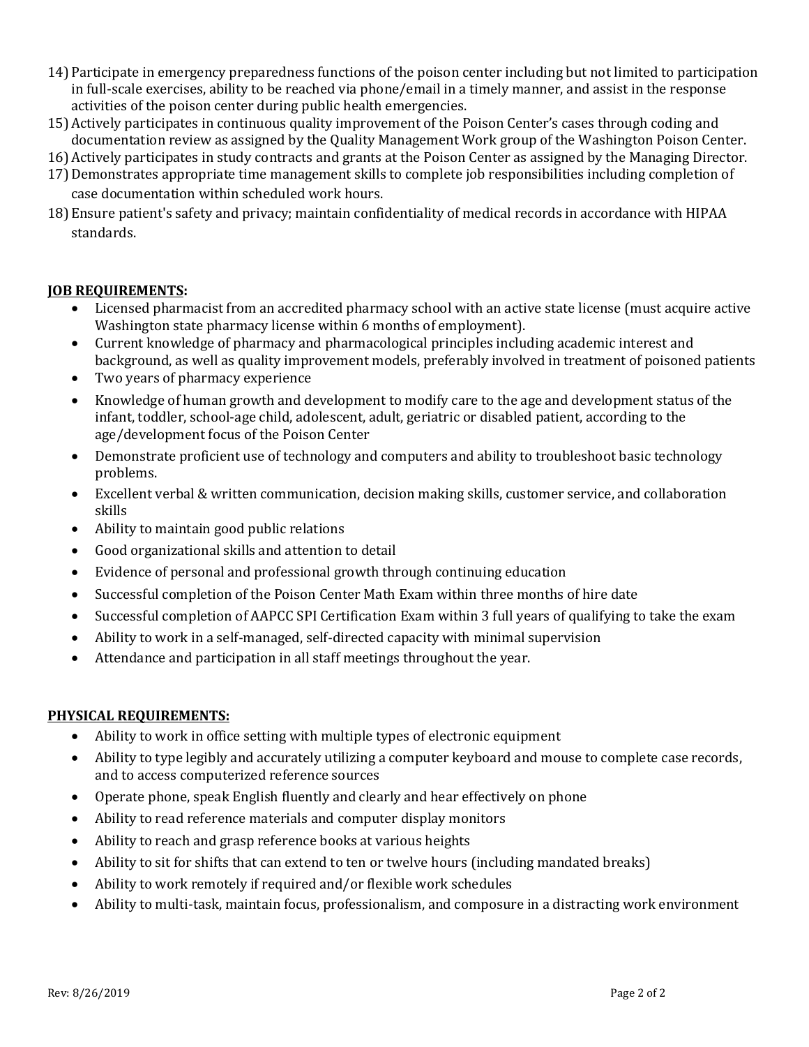14) Participate in emergency preparedness functions of the poison center including but not limited to participation in full-scale exercises, ability to be reached via phone/email in a timely manner, and assist in the response activities of the poison center during public health emergencies.
15) Actively participates in continuous quality improvement of the Poison Center's cases through coding and documentation review as assigned by the Quality Management Work group of the Washington Poison Center.
16) Actively participates in study contracts and grants at the Poison Center as assigned by the Managing Director.
17) Demonstrates appropriate time management skills to complete job responsibilities including completion of case documentation within scheduled work hours.
18) Ensure patient's safety and privacy; maintain confidentiality of medical records in accordance with HIPAA standards.

**JOB REQUIREMENTS:**

- Licensed pharmacist from an accredited pharmacy school with an active state license (must acquire active Washington state pharmacy license within 6 months of employment).
- Current knowledge of pharmacy and pharmacological principles including academic interest and background, as well as quality improvement models, preferably involved in treatment of poisoned patients
- Two years of pharmacy experience
- Knowledge of human growth and development to modify care to the age and development status of the infant, toddler, school-age child, adolescent, adult, geriatric or disabled patient, according to the age/development focus of the Poison Center
- Demonstrate proficient use of technology and computers and ability to troubleshoot basic technology problems.
- Excellent verbal & written communication, decision making skills, customer service, and collaboration skills
- Ability to maintain good public relations
- Good organizational skills and attention to detail
- Evidence of personal and professional growth through continuing education
- Successful completion of the Poison Center Math Exam within three months of hire date
- Successful completion of AAPCC SPI Certification Exam within 3 full years of qualifying to take the exam
- Ability to work in a self-managed, self-directed capacity with minimal supervision
- Attendance and participation in all staff meetings throughout the year.

**PHYSICAL REQUIREMENTS:**

- Ability to work in office setting with multiple types of electronic equipment
- Ability to type legibly and accurately utilizing a computer keyboard and mouse to complete case records, and to access computerized reference sources
- Operate phone, speak English fluently and clearly and hear effectively on phone
- Ability to read reference materials and computer display monitors
- Ability to reach and grasp reference books at various heights
- Ability to sit for shifts that can extend to ten or twelve hours (including mandated breaks)
- Ability to work remotely if required and/or flexible work schedules
- Ability to multi-task, maintain focus, professionalism, and composure in a distracting work environment

Rev: 8/26/2019